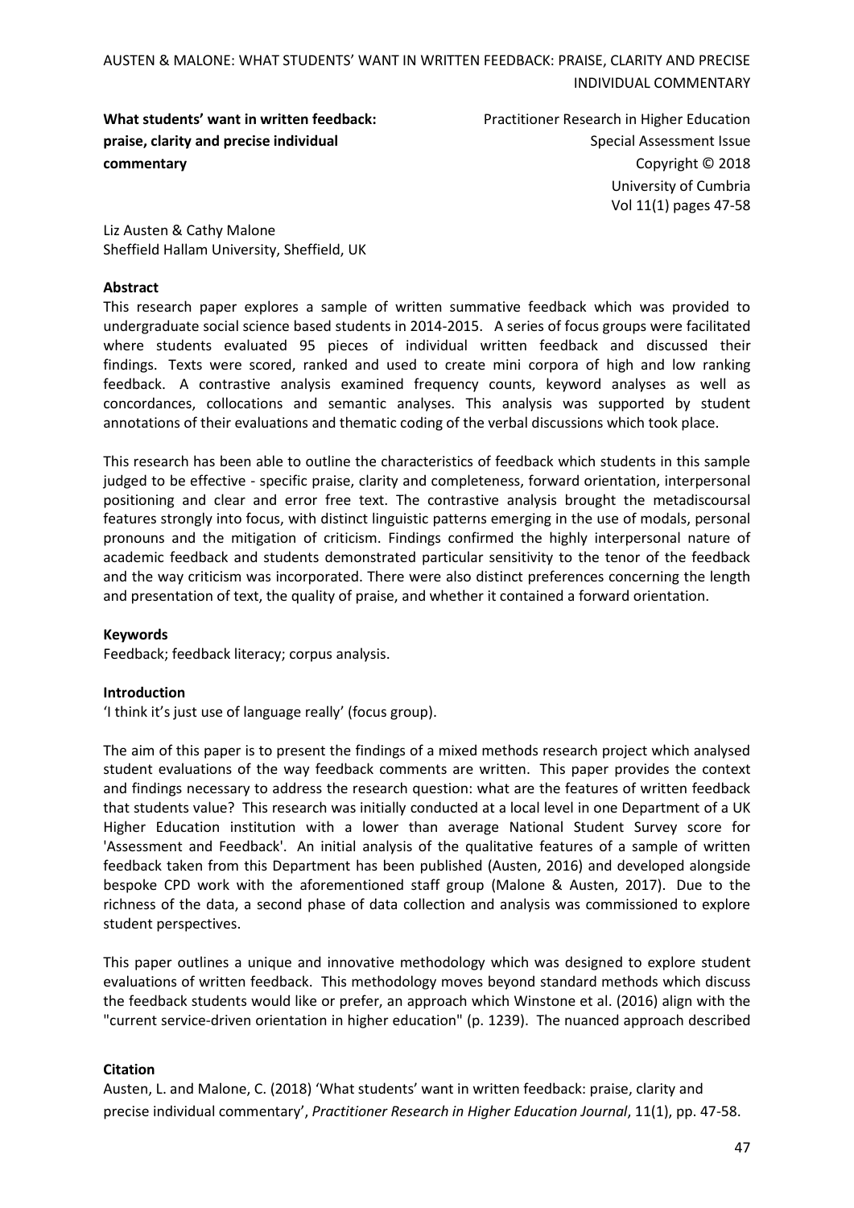**What students' want in written feedback: praise, clarity and precise individual commentary**

Practitioner Research in Higher Education
Special Assessment Issue
Copyright © 2018
University of Cumbria
Vol 11(1) pages 47-58

Liz Austen & Cathy Malone
Sheffield Hallam University, Sheffield, UK

**Abstract**

This research paper explores a sample of written summative feedback which was provided to undergraduate social science based students in 2014-2015. A series of focus groups were facilitated where students evaluated 95 pieces of individual written feedback and discussed their findings. Texts were scored, ranked and used to create mini corpora of high and low ranking feedback. A contrastive analysis examined frequency counts, keyword analyses as well as concordances, collocations and semantic analyses. This analysis was supported by student annotations of their evaluations and thematic coding of the verbal discussions which took place.

This research has been able to outline the characteristics of feedback which students in this sample judged to be effective - specific praise, clarity and completeness, forward orientation, interpersonal positioning and clear and error free text. The contrastive analysis brought the metadiscoursal features strongly into focus, with distinct linguistic patterns emerging in the use of modals, personal pronouns and the mitigation of criticism. Findings confirmed the highly interpersonal nature of academic feedback and students demonstrated particular sensitivity to the tenor of the feedback and the way criticism was incorporated. There were also distinct preferences concerning the length and presentation of text, the quality of praise, and whether it contained a forward orientation.

**Keywords**

Feedback; feedback literacy; corpus analysis.

**Introduction**

'I think it's just use of language really' (focus group).

The aim of this paper is to present the findings of a mixed methods research project which analysed student evaluations of the way feedback comments are written. This paper provides the context and findings necessary to address the research question: what are the features of written feedback that students value? This research was initially conducted at a local level in one Department of a UK Higher Education institution with a lower than average National Student Survey score for 'Assessment and Feedback'. An initial analysis of the qualitative features of a sample of written feedback taken from this Department has been published (Austen, 2016) and developed alongside bespoke CPD work with the aforementioned staff group (Malone & Austen, 2017). Due to the richness of the data, a second phase of data collection and analysis was commissioned to explore student perspectives.

This paper outlines a unique and innovative methodology which was designed to explore student evaluations of written feedback. This methodology moves beyond standard methods which discuss the feedback students would like or prefer, an approach which Winstone et al. (2016) align with the "current service-driven orientation in higher education" (p. 1239). The nuanced approach described

**Citation**

Austen, L. and Malone, C. (2018) 'What students' want in written feedback: praise, clarity and precise individual commentary', *Practitioner Research in Higher Education Journal*, 11(1), pp. 47-58.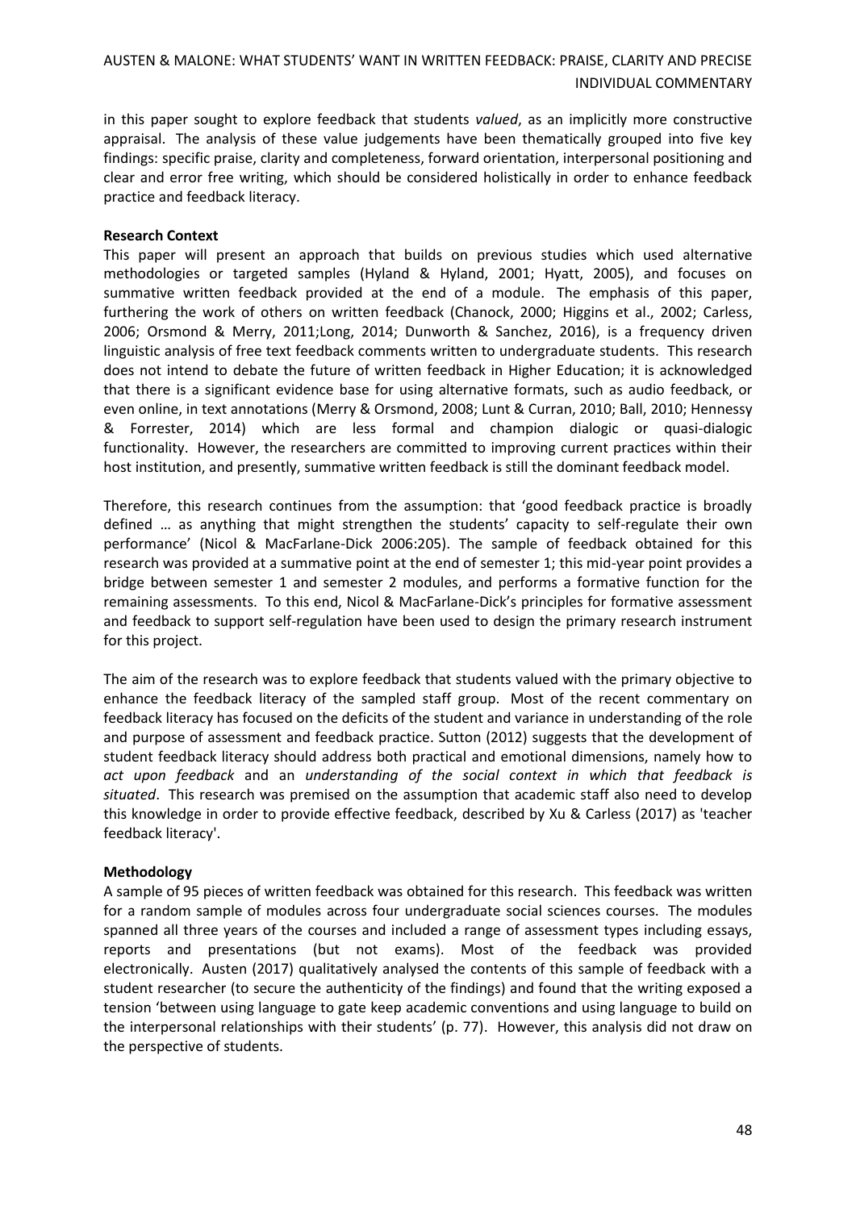in this paper sought to explore feedback that students *valued*, as an implicitly more constructive appraisal. The analysis of these value judgements have been thematically grouped into five key findings: specific praise, clarity and completeness, forward orientation, interpersonal positioning and clear and error free writing, which should be considered holistically in order to enhance feedback practice and feedback literacy.

**Research Context**

This paper will present an approach that builds on previous studies which used alternative methodologies or targeted samples (Hyland & Hyland, 2001; Hyatt, 2005), and focuses on summative written feedback provided at the end of a module. The emphasis of this paper, furthering the work of others on written feedback (Chanock, 2000; Higgins et al., 2002; Carless, 2006; Orsmond & Merry, 2011;Long, 2014; Dunworth & Sanchez, 2016), is a frequency driven linguistic analysis of free text feedback comments written to undergraduate students. This research does not intend to debate the future of written feedback in Higher Education; it is acknowledged that there is a significant evidence base for using alternative formats, such as audio feedback, or even online, in text annotations (Merry & Orsmond, 2008; Lunt & Curran, 2010; Ball, 2010; Hennessy & Forrester, 2014) which are less formal and champion dialogic or quasi-dialogic functionality. However, the researchers are committed to improving current practices within their host institution, and presently, summative written feedback is still the dominant feedback model.

Therefore, this research continues from the assumption: that 'good feedback practice is broadly defined … as anything that might strengthen the students' capacity to self-regulate their own performance' (Nicol & MacFarlane-Dick 2006:205). The sample of feedback obtained for this research was provided at a summative point at the end of semester 1; this mid-year point provides a bridge between semester 1 and semester 2 modules, and performs a formative function for the remaining assessments. To this end, Nicol & MacFarlane-Dick's principles for formative assessment and feedback to support self-regulation have been used to design the primary research instrument for this project.

The aim of the research was to explore feedback that students valued with the primary objective to enhance the feedback literacy of the sampled staff group. Most of the recent commentary on feedback literacy has focused on the deficits of the student and variance in understanding of the role and purpose of assessment and feedback practice. Sutton (2012) suggests that the development of student feedback literacy should address both practical and emotional dimensions, namely how to *act upon feedback* and an *understanding of the social context in which that feedback is situated*. This research was premised on the assumption that academic staff also need to develop this knowledge in order to provide effective feedback, described by Xu & Carless (2017) as 'teacher feedback literacy'.

**Methodology**

A sample of 95 pieces of written feedback was obtained for this research. This feedback was written for a random sample of modules across four undergraduate social sciences courses. The modules spanned all three years of the courses and included a range of assessment types including essays, reports and presentations (but not exams). Most of the feedback was provided electronically. Austen (2017) qualitatively analysed the contents of this sample of feedback with a student researcher (to secure the authenticity of the findings) and found that the writing exposed a tension 'between using language to gate keep academic conventions and using language to build on the interpersonal relationships with their students' (p. 77). However, this analysis did not draw on the perspective of students.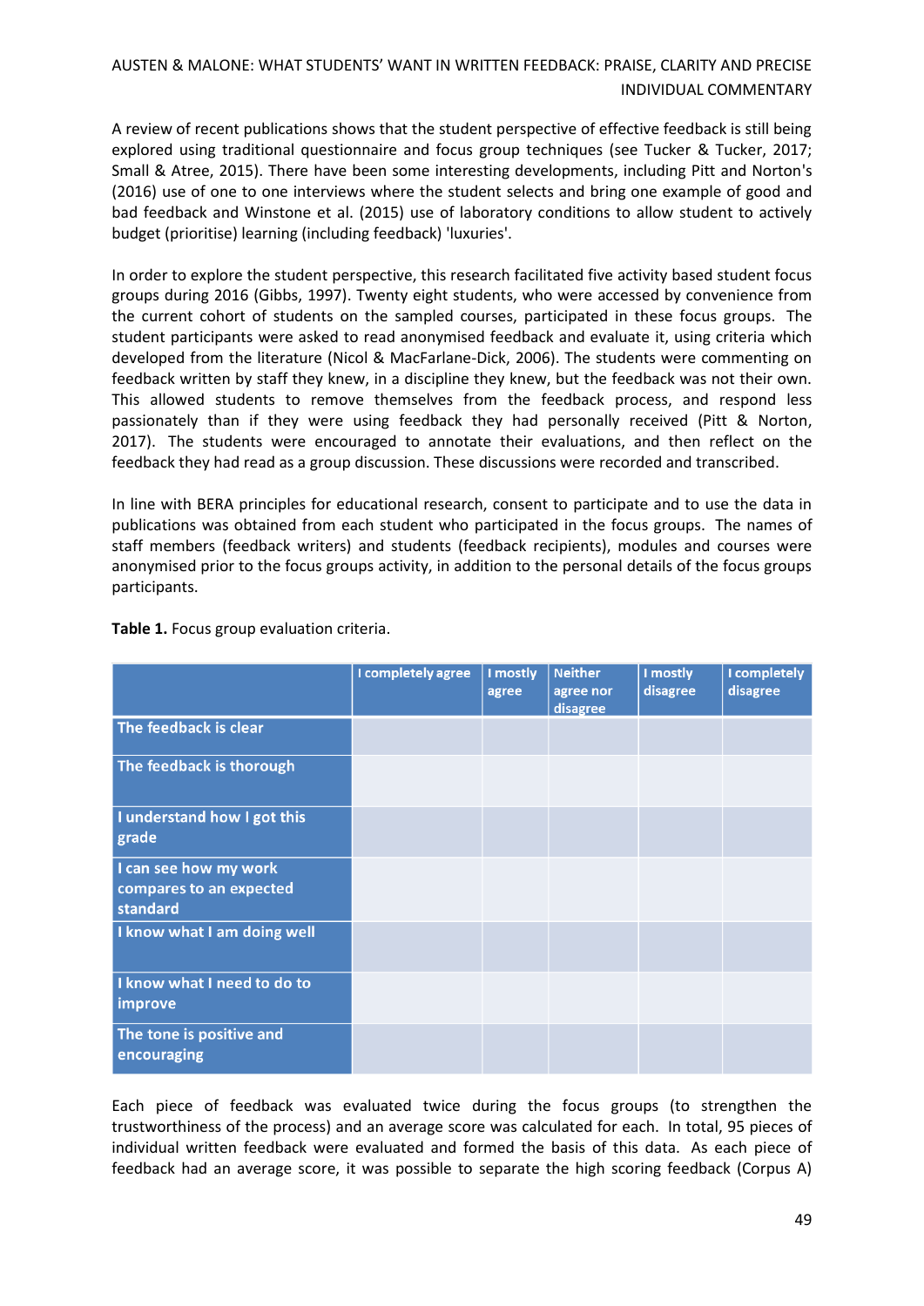A review of recent publications shows that the student perspective of effective feedback is still being explored using traditional questionnaire and focus group techniques (see Tucker & Tucker, 2017; Small & Atree, 2015). There have been some interesting developments, including Pitt and Norton's (2016) use of one to one interviews where the student selects and bring one example of good and bad feedback and Winstone et al. (2015) use of laboratory conditions to allow student to actively budget (prioritise) learning (including feedback) 'luxuries'.

In order to explore the student perspective, this research facilitated five activity based student focus groups during 2016 (Gibbs, 1997). Twenty eight students, who were accessed by convenience from the current cohort of students on the sampled courses, participated in these focus groups. The student participants were asked to read anonymised feedback and evaluate it, using criteria which developed from the literature (Nicol & MacFarlane-Dick, 2006). The students were commenting on feedback written by staff they knew, in a discipline they knew, but the feedback was not their own. This allowed students to remove themselves from the feedback process, and respond less passionately than if they were using feedback they had personally received (Pitt & Norton, 2017). The students were encouraged to annotate their evaluations, and then reflect on the feedback they had read as a group discussion. These discussions were recorded and transcribed.

In line with BERA principles for educational research, consent to participate and to use the data in publications was obtained from each student who participated in the focus groups. The names of staff members (feedback writers) and students (feedback recipients), modules and courses were anonymised prior to the focus groups activity, in addition to the personal details of the focus groups participants.

**Table 1.** Focus group evaluation criteria.

| | I completely agree | I mostly agree | Neither agree nor disagree | I mostly disagree | I completely disagree |
|---|---|---|---|---|---|
| The feedback is clear | | | | | |
| The feedback is thorough | | | | | |
| I understand how I got this grade | | | | | |
| I can see how my work compares to an expected standard | | | | | |
| I know what I am doing well | | | | | |
| I know what I need to do to improve | | | | | |
| The tone is positive and encouraging | | | | | |

Each piece of feedback was evaluated twice during the focus groups (to strengthen the trustworthiness of the process) and an average score was calculated for each. In total, 95 pieces of individual written feedback were evaluated and formed the basis of this data. As each piece of feedback had an average score, it was possible to separate the high scoring feedback (Corpus A)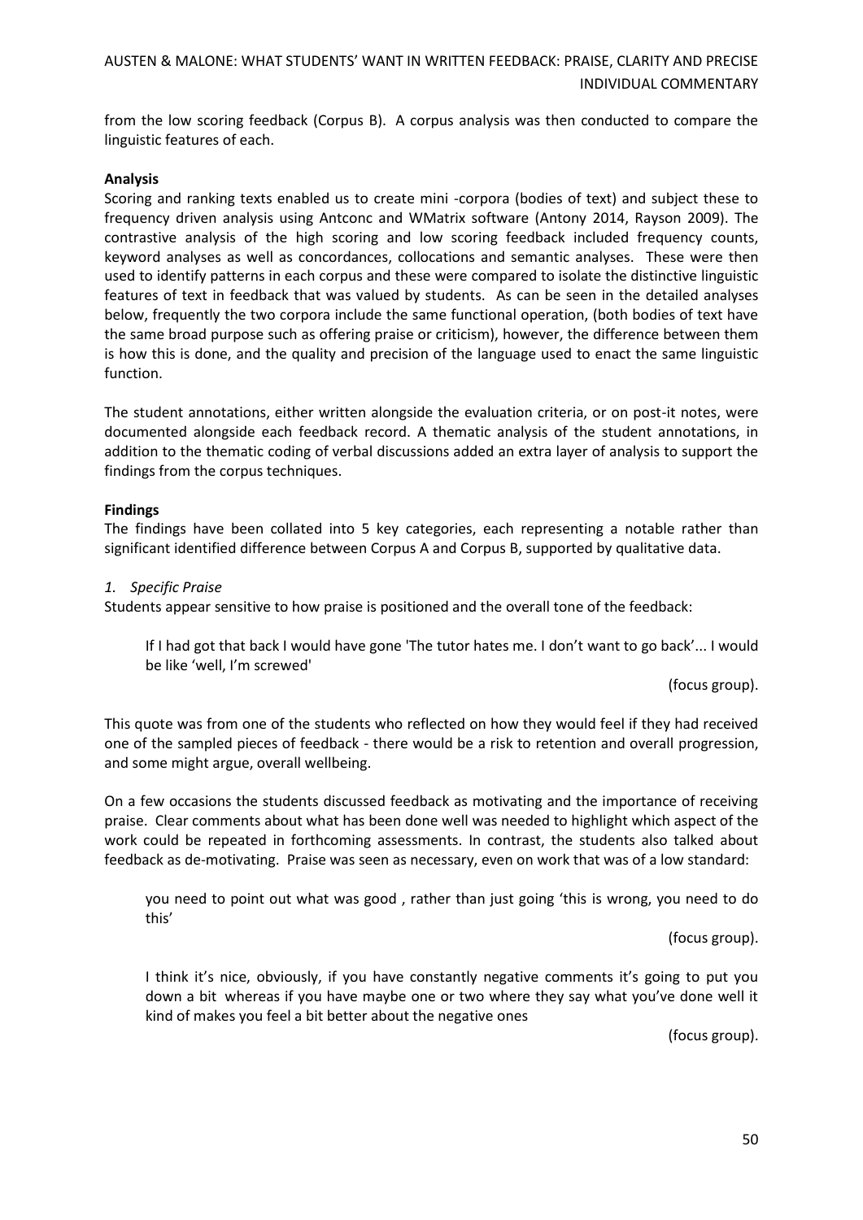from the low scoring feedback (Corpus B). A corpus analysis was then conducted to compare the linguistic features of each.

**Analysis**

Scoring and ranking texts enabled us to create mini -corpora (bodies of text) and subject these to frequency driven analysis using Antconc and WMatrix software (Antony 2014, Rayson 2009). The contrastive analysis of the high scoring and low scoring feedback included frequency counts, keyword analyses as well as concordances, collocations and semantic analyses. These were then used to identify patterns in each corpus and these were compared to isolate the distinctive linguistic features of text in feedback that was valued by students. As can be seen in the detailed analyses below, frequently the two corpora include the same functional operation, (both bodies of text have the same broad purpose such as offering praise or criticism), however, the difference between them is how this is done, and the quality and precision of the language used to enact the same linguistic function.

The student annotations, either written alongside the evaluation criteria, or on post-it notes, were documented alongside each feedback record. A thematic analysis of the student annotations, in addition to the thematic coding of verbal discussions added an extra layer of analysis to support the findings from the corpus techniques.

**Findings**

The findings have been collated into 5 key categories, each representing a notable rather than significant identified difference between Corpus A and Corpus B, supported by qualitative data.

*1. Specific Praise*

Students appear sensitive to how praise is positioned and the overall tone of the feedback:

> If I had got that back I would have gone 'The tutor hates me. I don't want to go back'... I would be like 'well, I'm screwed'
>
> (focus group).

This quote was from one of the students who reflected on how they would feel if they had received one of the sampled pieces of feedback - there would be a risk to retention and overall progression, and some might argue, overall wellbeing.

On a few occasions the students discussed feedback as motivating and the importance of receiving praise. Clear comments about what has been done well was needed to highlight which aspect of the work could be repeated in forthcoming assessments. In contrast, the students also talked about feedback as de-motivating. Praise was seen as necessary, even on work that was of a low standard:

> you need to point out what was good , rather than just going 'this is wrong, you need to do this'
>
> (focus group).

> I think it's nice, obviously, if you have constantly negative comments it's going to put you down a bit whereas if you have maybe one or two where they say what you've done well it kind of makes you feel a bit better about the negative ones
>
> (focus group).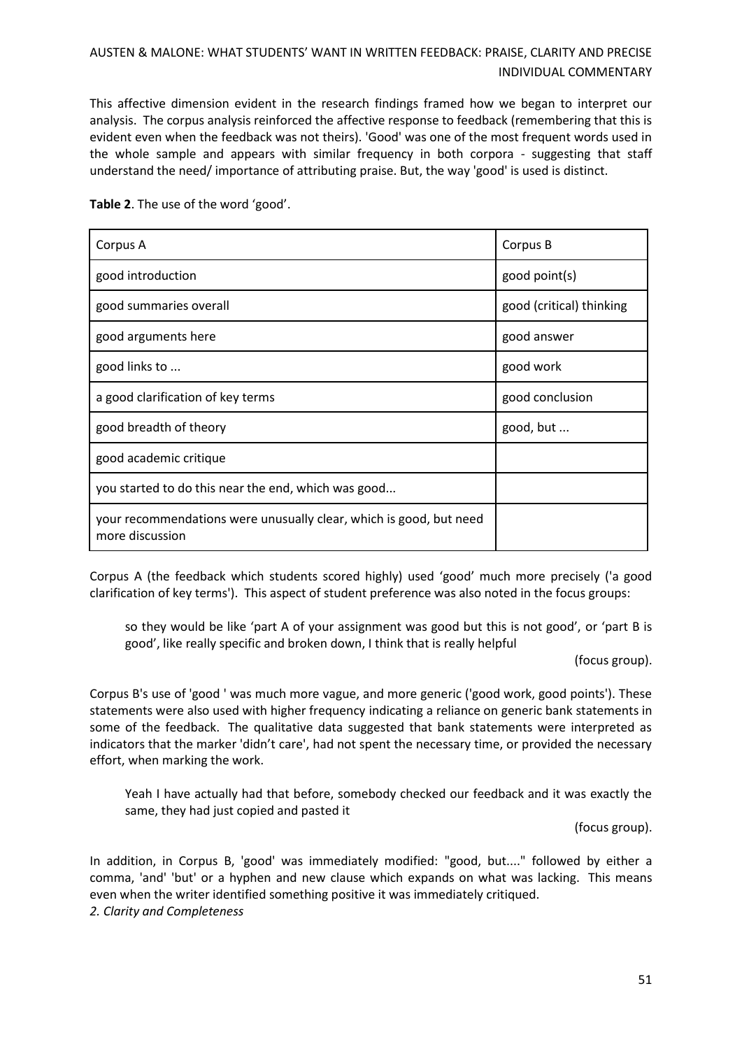This affective dimension evident in the research findings framed how we began to interpret our analysis. The corpus analysis reinforced the affective response to feedback (remembering that this is evident even when the feedback was not theirs). 'Good' was one of the most frequent words used in the whole sample and appears with similar frequency in both corpora - suggesting that staff understand the need/ importance of attributing praise. But, the way 'good' is used is distinct.

**Table 2**. The use of the word 'good'.

| Corpus A | Corpus B |
|---|---|
| good introduction | good point(s) |
| good summaries overall | good (critical) thinking |
| good arguments here | good answer |
| good links to ... | good work |
| a good clarification of key terms | good conclusion |
| good breadth of theory | good, but ... |
| good academic critique | |
| you started to do this near the end, which was good... | |
| your recommendations were unusually clear, which is good, but need more discussion | |

Corpus A (the feedback which students scored highly) used 'good' much more precisely ('a good clarification of key terms'). This aspect of student preference was also noted in the focus groups:

> so they would be like 'part A of your assignment was good but this is not good', or 'part B is good', like really specific and broken down, I think that is really helpful
>
> (focus group).

Corpus B's use of 'good ' was much more vague, and more generic ('good work, good points'). These statements were also used with higher frequency indicating a reliance on generic bank statements in some of the feedback. The qualitative data suggested that bank statements were interpreted as indicators that the marker 'didn't care', had not spent the necessary time, or provided the necessary effort, when marking the work.

> Yeah I have actually had that before, somebody checked our feedback and it was exactly the same, they had just copied and pasted it
>
> (focus group).

In addition, in Corpus B, 'good' was immediately modified: "good, but...." followed by either a comma, 'and' 'but' or a hyphen and new clause which expands on what was lacking. This means even when the writer identified something positive it was immediately critiqued.

*2. Clarity and Completeness*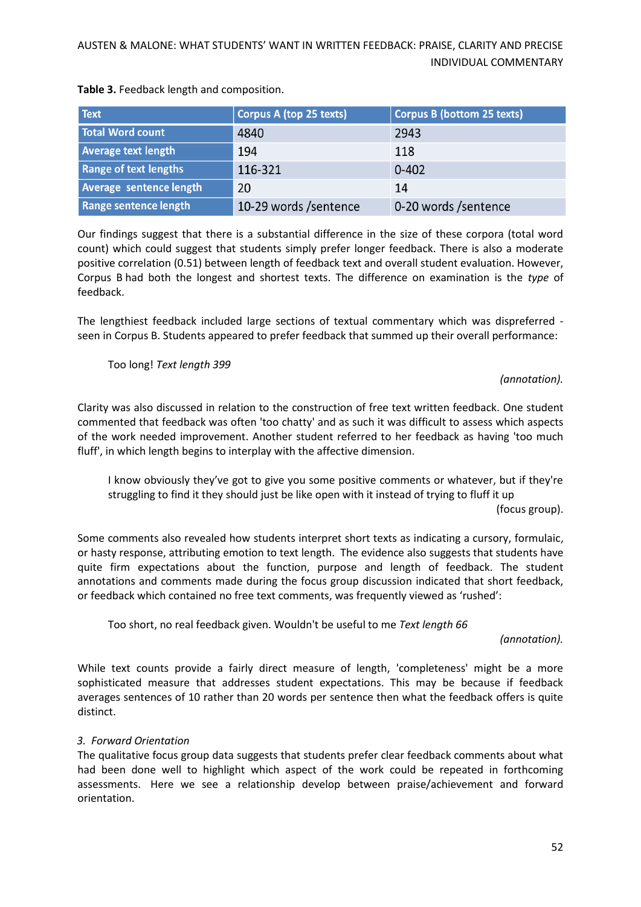**Table 3.** Feedback length and composition.

| Text | Corpus A (top 25 texts) | Corpus B (bottom 25 texts) |
|---|---|---|
| Total Word count | 4840 | 2943 |
| Average text length | 194 | 118 |
| Range of text lengths | 116-321 | 0-402 |
| Average sentence length | 20 | 14 |
| Range sentence length | 10-29 words /sentence | 0-20 words /sentence |

Our findings suggest that there is a substantial difference in the size of these corpora (total word count) which could suggest that students simply prefer longer feedback. There is also a moderate positive correlation (0.51) between length of feedback text and overall student evaluation. However, Corpus B had both the longest and shortest texts. The difference on examination is the *type* of feedback.

The lengthiest feedback included large sections of textual commentary which was dispreferred - seen in Corpus B. Students appeared to prefer feedback that summed up their overall performance:

> Too long! *Text length 399*
>
> *(annotation).*

Clarity was also discussed in relation to the construction of free text written feedback. One student commented that feedback was often 'too chatty' and as such it was difficult to assess which aspects of the work needed improvement. Another student referred to her feedback as having 'too much fluff', in which length begins to interplay with the affective dimension.

> I know obviously they've got to give you some positive comments or whatever, but if they're struggling to find it they should just be like open with it instead of trying to fluff it up
>
> (focus group).

Some comments also revealed how students interpret short texts as indicating a cursory, formulaic, or hasty response, attributing emotion to text length. The evidence also suggests that students have quite firm expectations about the function, purpose and length of feedback. The student annotations and comments made during the focus group discussion indicated that short feedback, or feedback which contained no free text comments, was frequently viewed as 'rushed':

> Too short, no real feedback given. Wouldn't be useful to me *Text length 66*
>
> *(annotation).*

While text counts provide a fairly direct measure of length, 'completeness' might be a more sophisticated measure that addresses student expectations. This may be because if feedback averages sentences of 10 rather than 20 words per sentence then what the feedback offers is quite distinct.

*3. Forward Orientation*

The qualitative focus group data suggests that students prefer clear feedback comments about what had been done well to highlight which aspect of the work could be repeated in forthcoming assessments. Here we see a relationship develop between praise/achievement and forward orientation.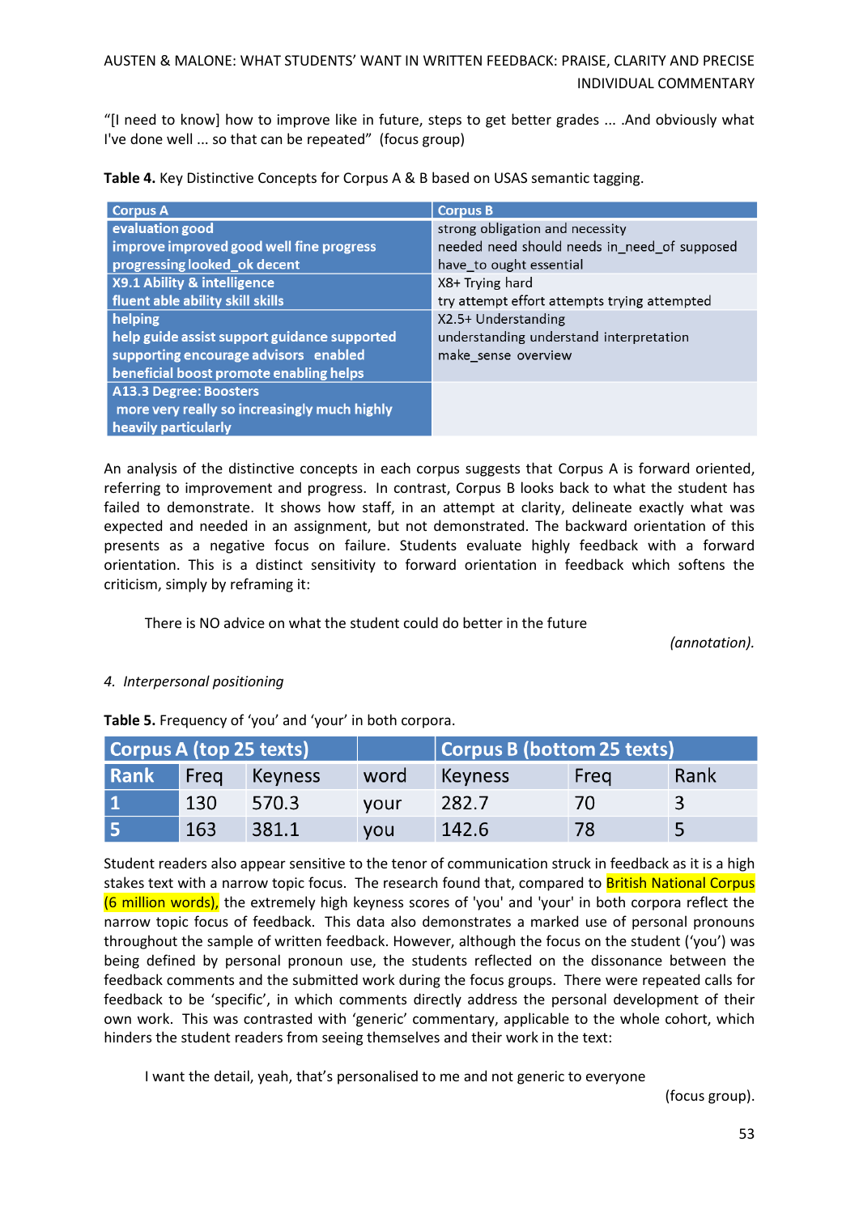“[I need to know] how to improve like in future, steps to get better grades ... .And obviously what I've done well ... so that can be repeated” (focus group)

**Table 4.** Key Distinctive Concepts for Corpus A & B based on USAS semantic tagging.

| Corpus A | Corpus B |
|---|---|
| evaluation good<br>improve improved good well fine progress progressing looked_ok decent | strong obligation and necessity<br>needed need should needs in_need_of supposed have_to ought essential |
| X9.1 Ability & intelligence<br>fluent able ability skill skills | X8+ Trying hard<br>try attempt effort attempts trying attempted |
| helping<br>help guide assist support guidance supported supporting encourage advisors enabled beneficial boost promote enabling helps | X2.5+ Understanding<br>understanding understand interpretation make_sense overview |
| A13.3 Degree: Boosters<br>more very really so increasingly much highly heavily particularly | |

An analysis of the distinctive concepts in each corpus suggests that Corpus A is forward oriented, referring to improvement and progress. In contrast, Corpus B looks back to what the student has failed to demonstrate. It shows how staff, in an attempt at clarity, delineate exactly what was expected and needed in an assignment, but not demonstrated. The backward orientation of this presents as a negative focus on failure. Students evaluate highly feedback with a forward orientation. This is a distinct sensitivity to forward orientation in feedback which softens the criticism, simply by reframing it:

> There is NO advice on what the student could do better in the future
>
> *(annotation).*

*4. Interpersonal positioning*

**Table 5.** Frequency of ‘you’ and ‘your’ in both corpora.

| Corpus A (top 25 texts) | | | | Corpus B (bottom 25 texts) | | |
|---|---|---|---|---|---|---|
| Rank | Freq | Keyness | word | Keyness | Freq | Rank |
| 1 | 130 | 570.3 | your | 282.7 | 70 | 3 |
| 5 | 163 | 381.1 | you | 142.6 | 78 | 5 |

Student readers also appear sensitive to the tenor of communication struck in feedback as it is a high stakes text with a narrow topic focus. The research found that, compared to British National Corpus (6 million words), the extremely high keyness scores of 'you' and 'your' in both corpora reflect the narrow topic focus of feedback. This data also demonstrates a marked use of personal pronouns throughout the sample of written feedback. However, although the focus on the student (‘you’) was being defined by personal pronoun use, the students reflected on the dissonance between the feedback comments and the submitted work during the focus groups. There were repeated calls for feedback to be ‘specific’, in which comments directly address the personal development of their own work. This was contrasted with ‘generic’ commentary, applicable to the whole cohort, which hinders the student readers from seeing themselves and their work in the text:

> I want the detail, yeah, that’s personalised to me and not generic to everyone
>
> (focus group).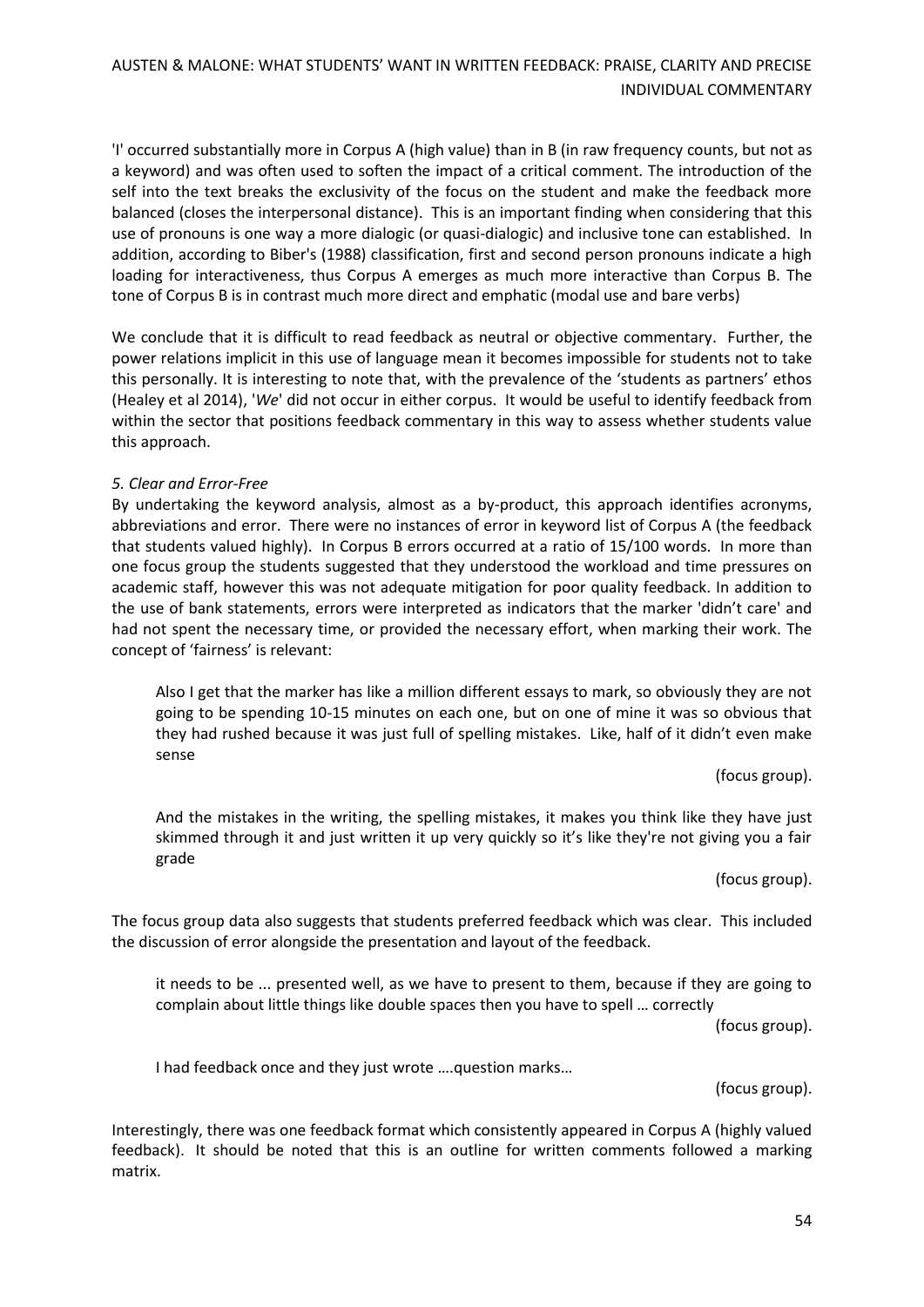'I' occurred substantially more in Corpus A (high value) than in B (in raw frequency counts, but not as a keyword) and was often used to soften the impact of a critical comment. The introduction of the self into the text breaks the exclusivity of the focus on the student and make the feedback more balanced (closes the interpersonal distance). This is an important finding when considering that this use of pronouns is one way a more dialogic (or quasi-dialogic) and inclusive tone can established. In addition, according to Biber's (1988) classification, first and second person pronouns indicate a high loading for interactiveness, thus Corpus A emerges as much more interactive than Corpus B. The tone of Corpus B is in contrast much more direct and emphatic (modal use and bare verbs)

We conclude that it is difficult to read feedback as neutral or objective commentary. Further, the power relations implicit in this use of language mean it becomes impossible for students not to take this personally. It is interesting to note that, with the prevalence of the 'students as partners' ethos (Healey et al 2014), '*We*' did not occur in either corpus. It would be useful to identify feedback from within the sector that positions feedback commentary in this way to assess whether students value this approach.

*5. Clear and Error-Free*

By undertaking the keyword analysis, almost as a by-product, this approach identifies acronyms, abbreviations and error. There were no instances of error in keyword list of Corpus A (the feedback that students valued highly). In Corpus B errors occurred at a ratio of 15/100 words. In more than one focus group the students suggested that they understood the workload and time pressures on academic staff, however this was not adequate mitigation for poor quality feedback. In addition to the use of bank statements, errors were interpreted as indicators that the marker 'didn't care' and had not spent the necessary time, or provided the necessary effort, when marking their work. The concept of 'fairness' is relevant:

> Also I get that the marker has like a million different essays to mark, so obviously they are not going to be spending 10-15 minutes on each one, but on one of mine it was so obvious that they had rushed because it was just full of spelling mistakes. Like, half of it didn't even make sense
>
> (focus group).

> And the mistakes in the writing, the spelling mistakes, it makes you think like they have just skimmed through it and just written it up very quickly so it's like they're not giving you a fair grade
>
> (focus group).

The focus group data also suggests that students preferred feedback which was clear. This included the discussion of error alongside the presentation and layout of the feedback.

> it needs to be ... presented well, as we have to present to them, because if they are going to complain about little things like double spaces then you have to spell … correctly
>
> (focus group).

> I had feedback once and they just wrote ….question marks…
>
> (focus group).

Interestingly, there was one feedback format which consistently appeared in Corpus A (highly valued feedback). It should be noted that this is an outline for written comments followed a marking matrix.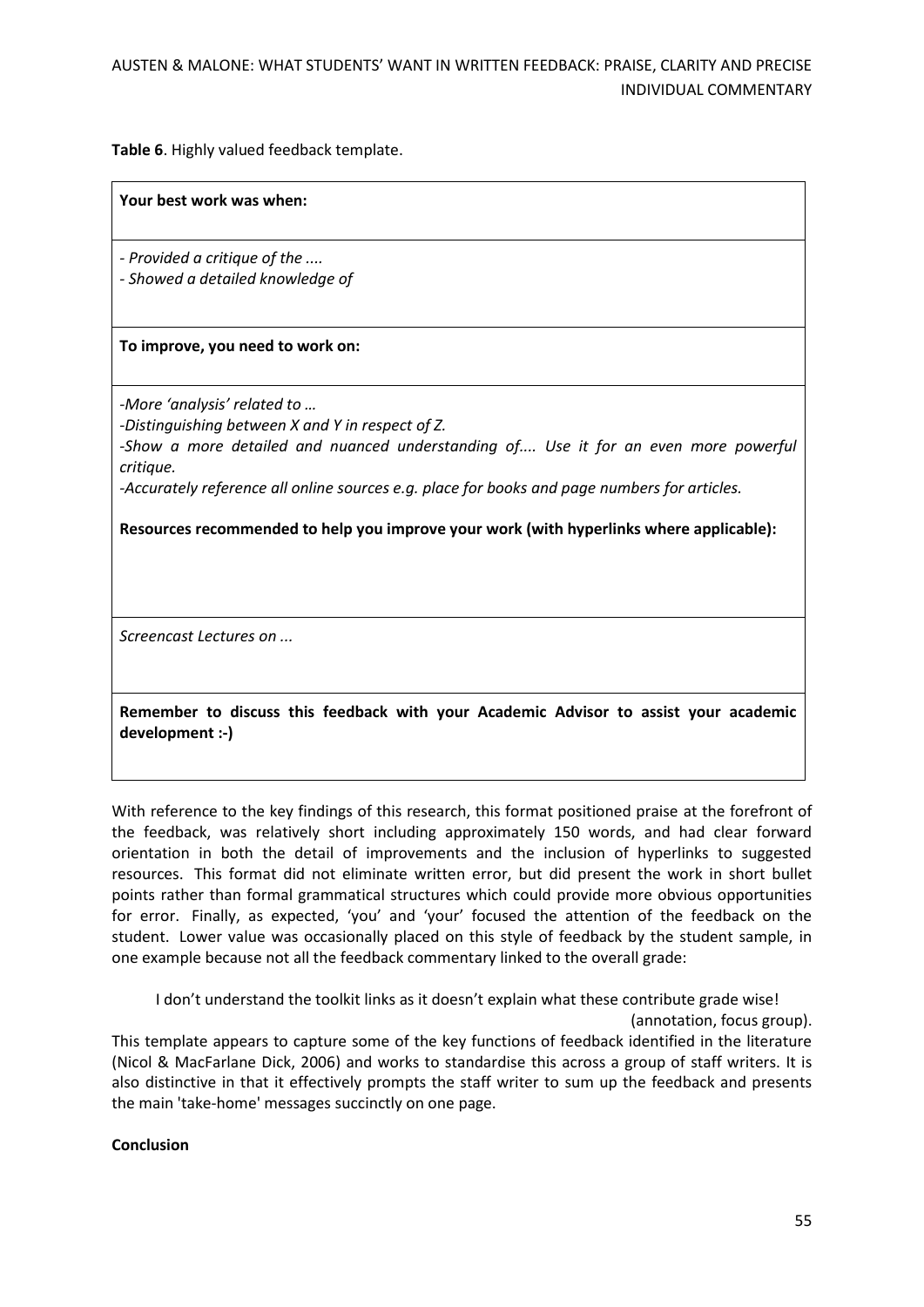**Table 6**. Highly valued feedback template.

| **Your best work was when:** |
|---|
| *- Provided a critique of the ....*<br>*- Showed a detailed knowledge of* |
| **To improve, you need to work on:** |
| *-More 'analysis' related to …*<br>*-Distinguishing between X and Y in respect of Z.*<br>*-Show a more detailed and nuanced understanding of.... Use it for an even more powerful critique.*<br>*-Accurately reference all online sources e.g. place for books and page numbers for articles.*<br><br>**Resources recommended to help you improve your work (with hyperlinks where applicable):** |
| *Screencast Lectures on ...* |
| **Remember to discuss this feedback with your Academic Advisor to assist your academic development :-)** |

With reference to the key findings of this research, this format positioned praise at the forefront of the feedback, was relatively short including approximately 150 words, and had clear forward orientation in both the detail of improvements and the inclusion of hyperlinks to suggested resources. This format did not eliminate written error, but did present the work in short bullet points rather than formal grammatical structures which could provide more obvious opportunities for error. Finally, as expected, 'you' and 'your' focused the attention of the feedback on the student. Lower value was occasionally placed on this style of feedback by the student sample, in one example because not all the feedback commentary linked to the overall grade:

> I don't understand the toolkit links as it doesn't explain what these contribute grade wise!
>
> (annotation, focus group).

This template appears to capture some of the key functions of feedback identified in the literature (Nicol & MacFarlane Dick, 2006) and works to standardise this across a group of staff writers. It is also distinctive in that it effectively prompts the staff writer to sum up the feedback and presents the main 'take-home' messages succinctly on one page.

**Conclusion**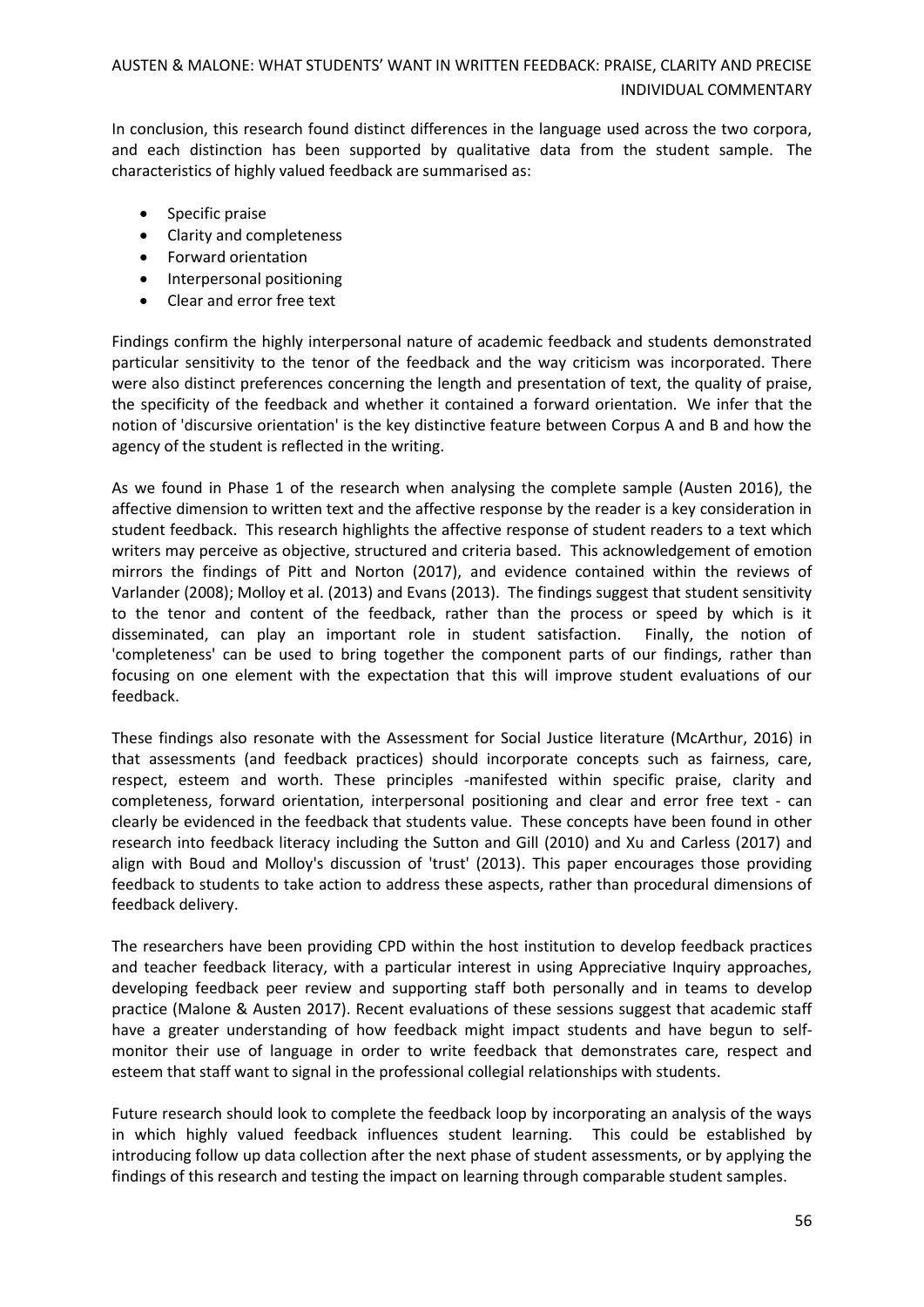In conclusion, this research found distinct differences in the language used across the two corpora, and each distinction has been supported by qualitative data from the student sample. The characteristics of highly valued feedback are summarised as:

- Specific praise
- Clarity and completeness
- Forward orientation
- Interpersonal positioning
- Clear and error free text

Findings confirm the highly interpersonal nature of academic feedback and students demonstrated particular sensitivity to the tenor of the feedback and the way criticism was incorporated. There were also distinct preferences concerning the length and presentation of text, the quality of praise, the specificity of the feedback and whether it contained a forward orientation. We infer that the notion of 'discursive orientation' is the key distinctive feature between Corpus A and B and how the agency of the student is reflected in the writing.

As we found in Phase 1 of the research when analysing the complete sample (Austen 2016), the affective dimension to written text and the affective response by the reader is a key consideration in student feedback. This research highlights the affective response of student readers to a text which writers may perceive as objective, structured and criteria based. This acknowledgement of emotion mirrors the findings of Pitt and Norton (2017), and evidence contained within the reviews of Varlander (2008); Molloy et al. (2013) and Evans (2013). The findings suggest that student sensitivity to the tenor and content of the feedback, rather than the process or speed by which is it disseminated, can play an important role in student satisfaction. Finally, the notion of 'completeness' can be used to bring together the component parts of our findings, rather than focusing on one element with the expectation that this will improve student evaluations of our feedback.

These findings also resonate with the Assessment for Social Justice literature (McArthur, 2016) in that assessments (and feedback practices) should incorporate concepts such as fairness, care, respect, esteem and worth. These principles -manifested within specific praise, clarity and completeness, forward orientation, interpersonal positioning and clear and error free text - can clearly be evidenced in the feedback that students value. These concepts have been found in other research into feedback literacy including the Sutton and Gill (2010) and Xu and Carless (2017) and align with Boud and Molloy's discussion of 'trust' (2013). This paper encourages those providing feedback to students to take action to address these aspects, rather than procedural dimensions of feedback delivery.

The researchers have been providing CPD within the host institution to develop feedback practices and teacher feedback literacy, with a particular interest in using Appreciative Inquiry approaches, developing feedback peer review and supporting staff both personally and in teams to develop practice (Malone & Austen 2017). Recent evaluations of these sessions suggest that academic staff have a greater understanding of how feedback might impact students and have begun to self-monitor their use of language in order to write feedback that demonstrates care, respect and esteem that staff want to signal in the professional collegial relationships with students.

Future research should look to complete the feedback loop by incorporating an analysis of the ways in which highly valued feedback influences student learning. This could be established by introducing follow up data collection after the next phase of student assessments, or by applying the findings of this research and testing the impact on learning through comparable student samples.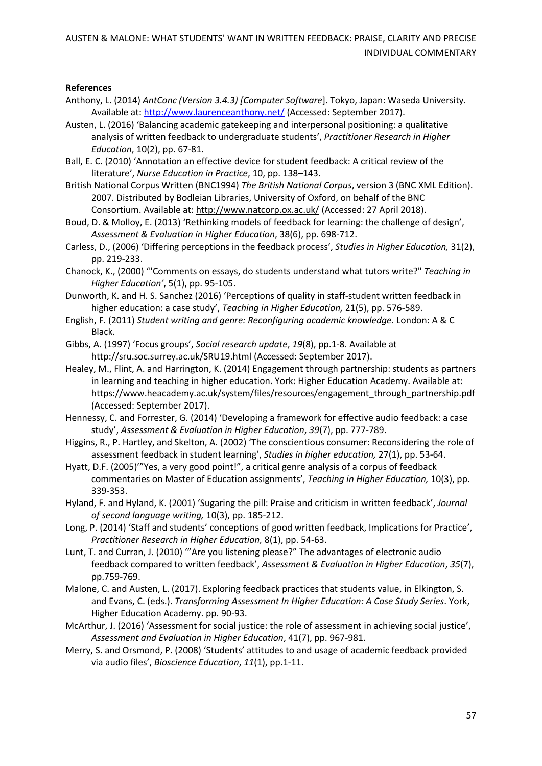**References**

Anthony, L. (2014) *AntConc (Version 3.4.3) [Computer Software*]. Tokyo, Japan: Waseda University. Available at: http://www.laurenceanthony.net/ (Accessed: September 2017).

Austen, L. (2016) 'Balancing academic gatekeeping and interpersonal positioning: a qualitative analysis of written feedback to undergraduate students', *Practitioner Research in Higher Education*, 10(2), pp. 67-81.

Ball, E. C. (2010) 'Annotation an effective device for student feedback: A critical review of the literature', *Nurse Education in Practice*, 10, pp. 138–143.

British National Corpus Written (BNC1994) *The British National Corpus*, version 3 (BNC XML Edition). 2007. Distributed by Bodleian Libraries, University of Oxford, on behalf of the BNC Consortium. Available at: http://www.natcorp.ox.ac.uk/ (Accessed: 27 April 2018).

Boud, D. & Molloy, E. (2013) 'Rethinking models of feedback for learning: the challenge of design', *Assessment & Evaluation in Higher Education*, 38(6), pp. 698-712.

Carless, D., (2006) 'Differing perceptions in the feedback process', *Studies in Higher Education,* 31(2), pp. 219-233.

Chanock, K., (2000) '"Comments on essays, do students understand what tutors write?" *Teaching in Higher Education'*, 5(1), pp. 95-105.

Dunworth, K. and H. S. Sanchez (2016) 'Perceptions of quality in staff-student written feedback in higher education: a case study', *Teaching in Higher Education,* 21(5), pp. 576-589.

English, F. (2011) *Student writing and genre: Reconfiguring academic knowledge*. London: A & C Black.

Gibbs, A. (1997) 'Focus groups', *Social research update*, *19*(8), pp.1-8. Available at http://sru.soc.surrey.ac.uk/SRU19.html (Accessed: September 2017).

Healey, M., Flint, A. and Harrington, K. (2014) Engagement through partnership: students as partners in learning and teaching in higher education. York: Higher Education Academy. Available at: https://www.heacademy.ac.uk/system/files/resources/engagement_through_partnership.pdf (Accessed: September 2017).

Hennessy, C. and Forrester, G. (2014) 'Developing a framework for effective audio feedback: a case study', *Assessment & Evaluation in Higher Education*, *39*(7), pp. 777-789.

Higgins, R., P. Hartley, and Skelton, A. (2002) 'The conscientious consumer: Reconsidering the role of assessment feedback in student learning', *Studies in higher education,* 27(1), pp. 53-64.

Hyatt, D.F. (2005)'"Yes, a very good point!", a critical genre analysis of a corpus of feedback commentaries on Master of Education assignments', *Teaching in Higher Education,* 10(3), pp. 339-353.

Hyland, F. and Hyland, K. (2001) 'Sugaring the pill: Praise and criticism in written feedback', *Journal of second language writing,* 10(3), pp. 185-212.

Long, P. (2014) 'Staff and students' conceptions of good written feedback, Implications for Practice', *Practitioner Research in Higher Education,* 8(1), pp. 54-63.

Lunt, T. and Curran, J. (2010) '"Are you listening please?" The advantages of electronic audio feedback compared to written feedback', *Assessment & Evaluation in Higher Education*, *35*(7), pp.759-769.

Malone, C. and Austen, L. (2017). Exploring feedback practices that students value, in Elkington, S. and Evans, C. (eds.). *Transforming Assessment In Higher Education: A Case Study Series*. York, Higher Education Academy. pp. 90-93.

McArthur, J. (2016) 'Assessment for social justice: the role of assessment in achieving social justice', *Assessment and Evaluation in Higher Education*, 41(7), pp. 967-981.

Merry, S. and Orsmond, P. (2008) 'Students' attitudes to and usage of academic feedback provided via audio files', *Bioscience Education*, *11*(1), pp.1-11.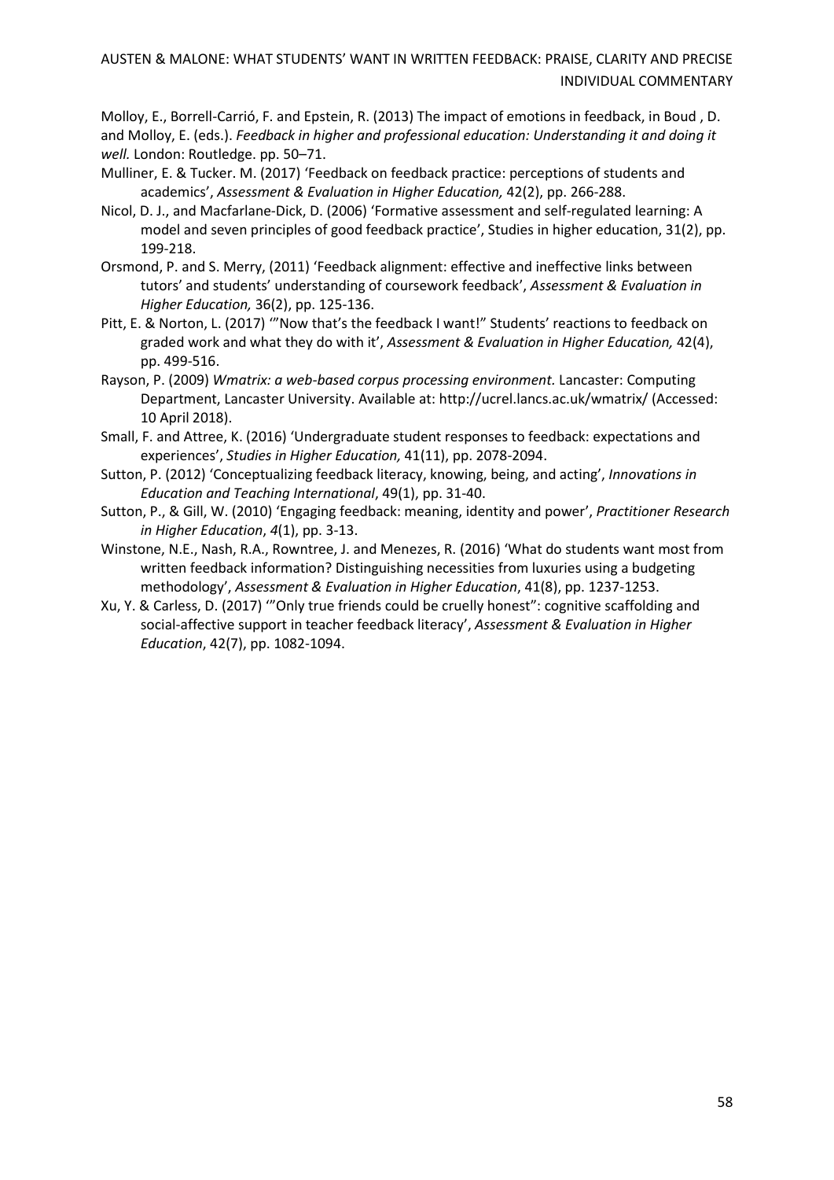Molloy, E., Borrell-Carrió, F. and Epstein, R. (2013) The impact of emotions in feedback, in Boud , D. and Molloy, E. (eds.). *Feedback in higher and professional education: Understanding it and doing it well.* London: Routledge. pp. 50–71.

Mulliner, E. & Tucker. M. (2017) 'Feedback on feedback practice: perceptions of students and academics', *Assessment & Evaluation in Higher Education,* 42(2), pp. 266-288.

Nicol, D. J., and Macfarlane-Dick, D. (2006) 'Formative assessment and self-regulated learning: A model and seven principles of good feedback practice', Studies in higher education, 31(2), pp. 199-218.

Orsmond, P. and S. Merry, (2011) 'Feedback alignment: effective and ineffective links between tutors' and students' understanding of coursework feedback', *Assessment & Evaluation in Higher Education,* 36(2), pp. 125-136.

Pitt, E. & Norton, L. (2017) '"Now that's the feedback I want!" Students' reactions to feedback on graded work and what they do with it', *Assessment & Evaluation in Higher Education,* 42(4), pp. 499-516.

Rayson, P. (2009) *Wmatrix: a web-based corpus processing environment.* Lancaster: Computing Department, Lancaster University. Available at: http://ucrel.lancs.ac.uk/wmatrix/ (Accessed: 10 April 2018).

Small, F. and Attree, K. (2016) 'Undergraduate student responses to feedback: expectations and experiences', *Studies in Higher Education,* 41(11), pp. 2078-2094.

Sutton, P. (2012) 'Conceptualizing feedback literacy, knowing, being, and acting', *Innovations in Education and Teaching International*, 49(1), pp. 31-40.

Sutton, P., & Gill, W. (2010) 'Engaging feedback: meaning, identity and power', *Practitioner Research in Higher Education*, *4*(1), pp. 3-13.

Winstone, N.E., Nash, R.A., Rowntree, J. and Menezes, R. (2016) 'What do students want most from written feedback information? Distinguishing necessities from luxuries using a budgeting methodology', *Assessment & Evaluation in Higher Education*, 41(8), pp. 1237-1253.

Xu, Y. & Carless, D. (2017) '"Only true friends could be cruelly honest": cognitive scaffolding and social-affective support in teacher feedback literacy', *Assessment & Evaluation in Higher Education*, 42(7), pp. 1082-1094.